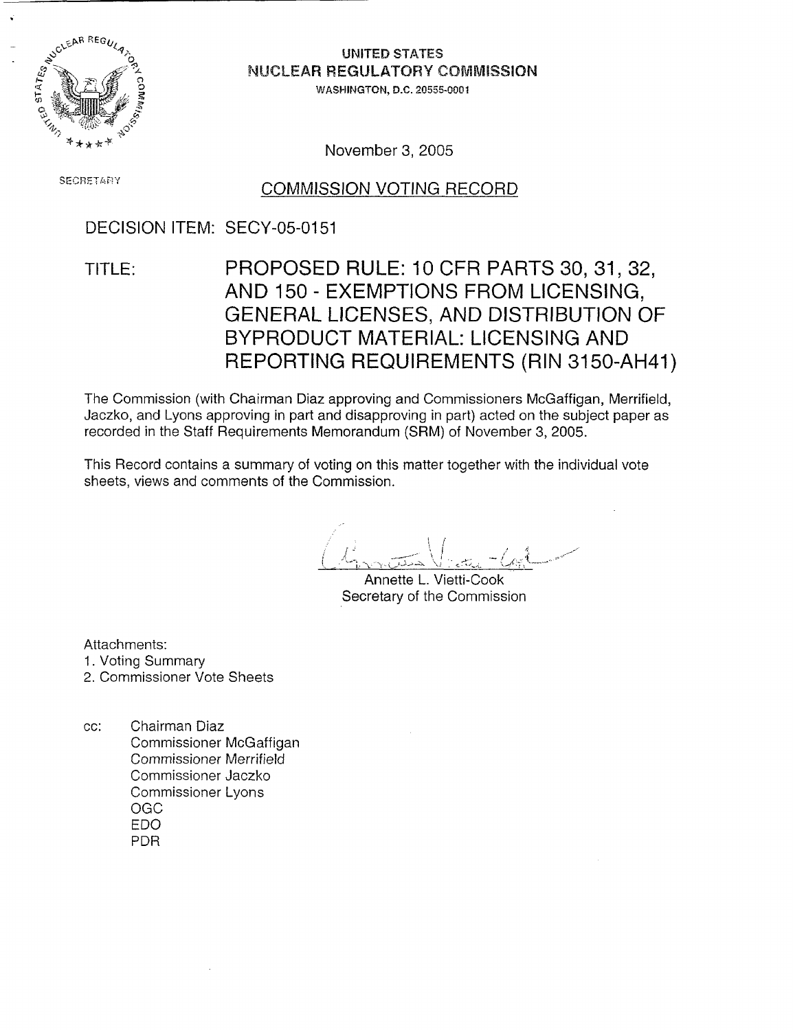UNITED STATES
NUCLEAR REGULATORY COMMISSION
WASHINGTON, D.C. 20555-0001

November 3, 2005

SECRETARY

## COMMISSION VOTING RECORD

DECISION ITEM: SECY-05-0151

TITLE: PROPOSED RULE: 10 CFR PARTS 30, 31, 32, AND 150 - EXEMPTIONS FROM LICENSING, GENERAL LICENSES, AND DISTRIBUTION OF BYPRODUCT MATERIAL: LICENSING AND REPORTING REQUIREMENTS (RIN 3150-AH41)

The Commission (with Chairman Diaz approving and Commissioners McGaffigan, Merrifield, Jaczko, and Lyons approving in part and disapproving in part) acted on the subject paper as recorded in the Staff Requirements Memorandum (SRM) of November 3, 2005.

This Record contains a summary of voting on this matter together with the individual vote sheets, views and comments of the Commission.

Annette L. Vietti-Cook
Secretary of the Commission

Attachments:
1. Voting Summary
2. Commissioner Vote Sheets

cc: Chairman Diaz
Commissioner McGaffigan
Commissioner Merrifield
Commissioner Jaczko
Commissioner Lyons
OGC
EDO
PDR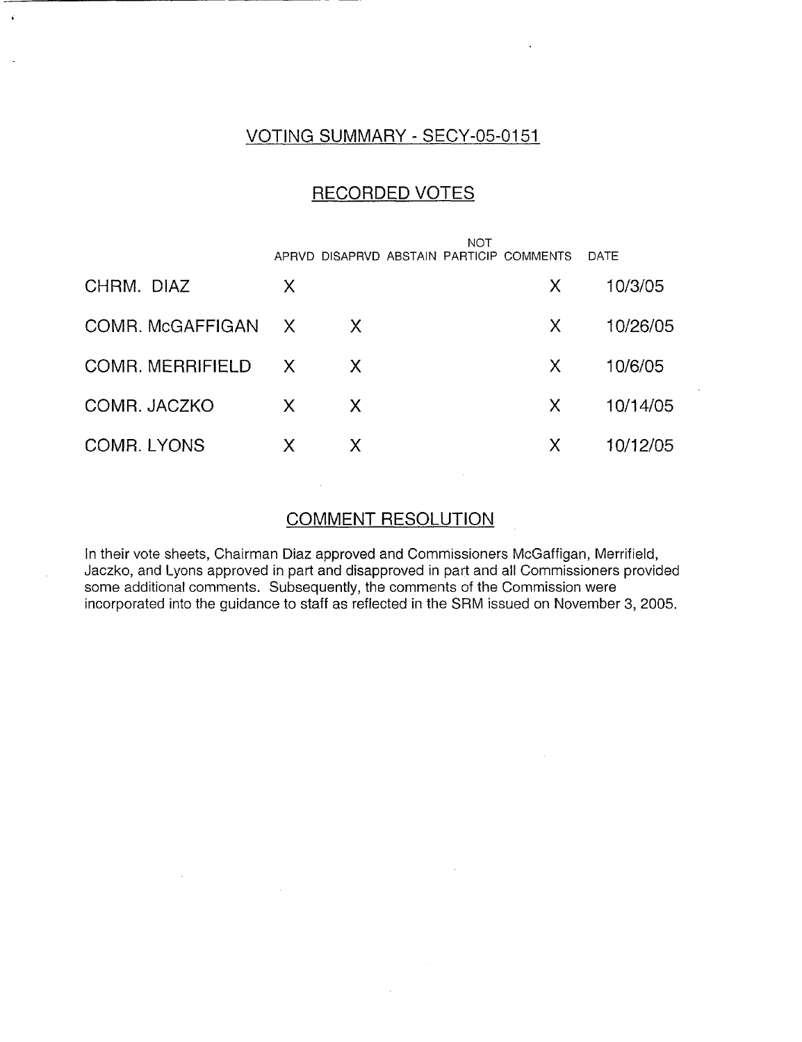## VOTING SUMMARY - SECY-05-0151

## RECORDED VOTES

| | APRVD | DISAPRVD | ABSTAIN | NOT PARTICIP | COMMENTS | DATE |
|---|---|---|---|---|---|---|
| CHRM. DIAZ | X | | | | X | 10/3/05 |
| COMR. McGAFFIGAN | X | X | | | X | 10/26/05 |
| COMR. MERRIFIELD | X | X | | | X | 10/6/05 |
| COMR. JACZKO | X | X | | | X | 10/14/05 |
| COMR. LYONS | X | X | | | X | 10/12/05 |

## COMMENT RESOLUTION

In their vote sheets, Chairman Diaz approved and Commissioners McGaffigan, Merrifield, Jaczko, and Lyons approved in part and disapproved in part and all Commissioners provided some additional comments. Subsequently, the comments of the Commission were incorporated into the guidance to staff as reflected in the SRM issued on November 3, 2005.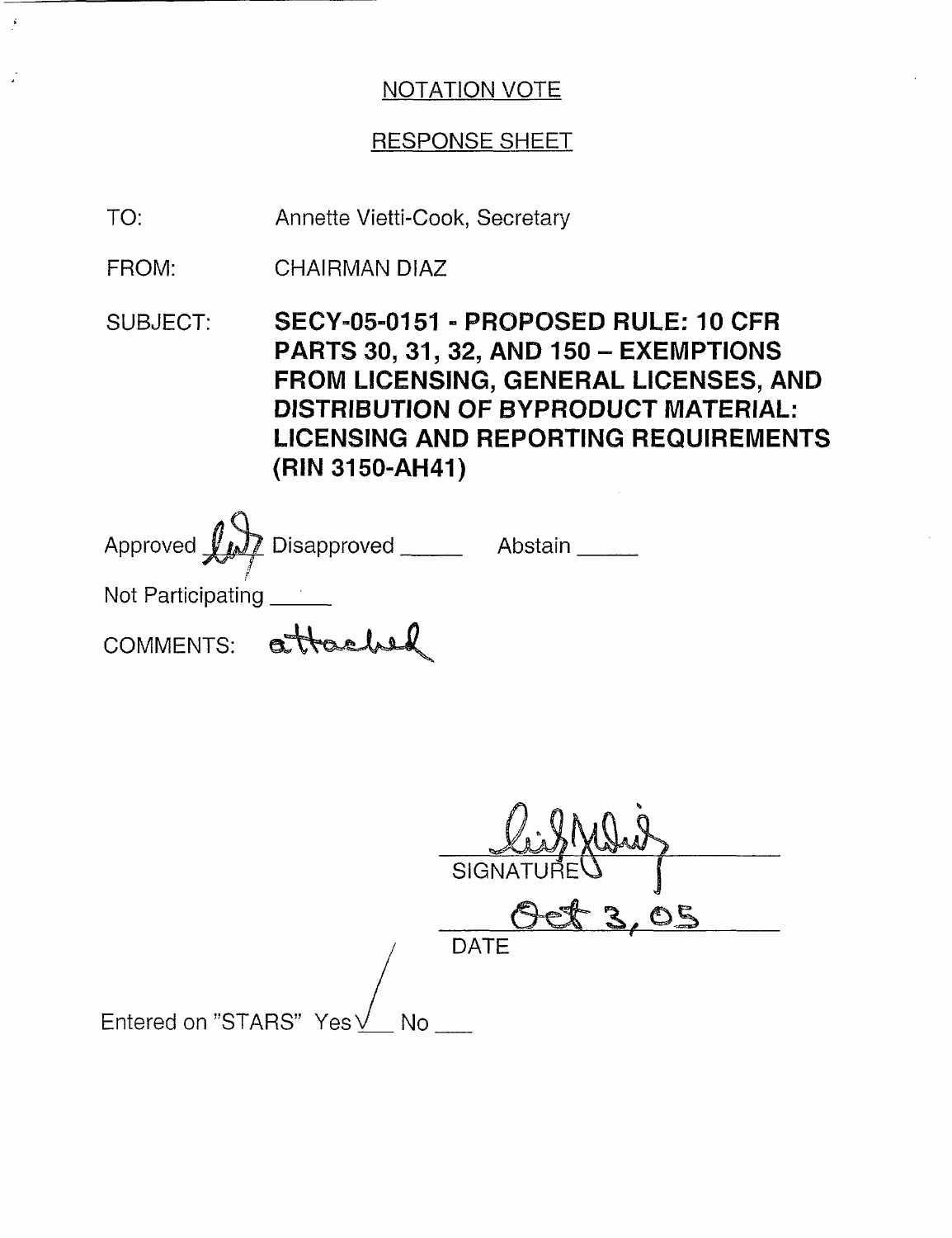NOTATION VOTE

RESPONSE SHEET

TO: Annette Vietti-Cook, Secretary

FROM: CHAIRMAN DIAZ

SUBJECT: **SECY-05-0151 - PROPOSED RULE: 10 CFR PARTS 30, 31, 32, AND 150 – EXEMPTIONS FROM LICENSING, GENERAL LICENSES, AND DISTRIBUTION OF BYPRODUCT MATERIAL: LICENSING AND REPORTING REQUIREMENTS (RIN 3150-AH41)**

Approved ~~lwd~~ Disapproved _____ Abstain _____

Not Participating _____

COMMENTS: attached

SIGNATURE

Oct 3, 05

DATE

Entered on "STARS" Yes ✓ No ___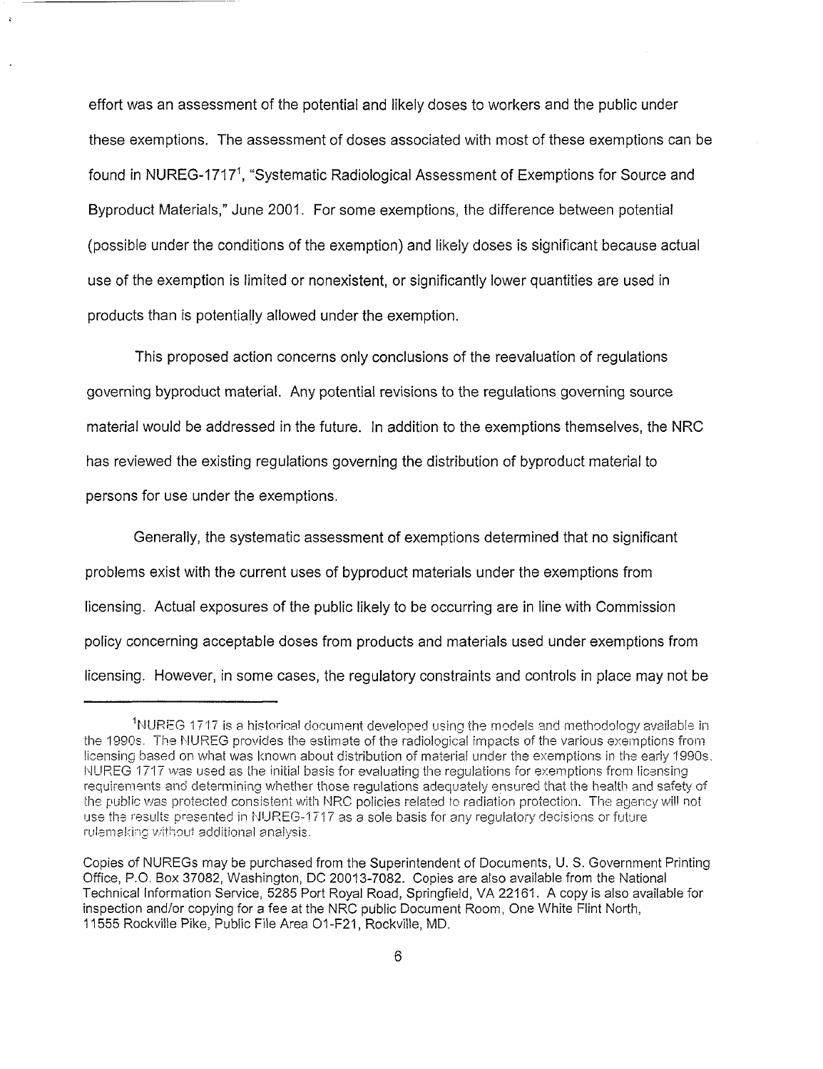effort was an assessment of the potential and likely doses to workers and the public under these exemptions. The assessment of doses associated with most of these exemptions can be found in NUREG-1717[1], "Systematic Radiological Assessment of Exemptions for Source and Byproduct Materials," June 2001. For some exemptions, the difference between potential (possible under the conditions of the exemption) and likely doses is significant because actual use of the exemption is limited or nonexistent, or significantly lower quantities are used in products than is potentially allowed under the exemption.

This proposed action concerns only conclusions of the reevaluation of regulations governing byproduct material. Any potential revisions to the regulations governing source material would be addressed in the future. In addition to the exemptions themselves, the NRC has reviewed the existing regulations governing the distribution of byproduct material to persons for use under the exemptions.

Generally, the systematic assessment of exemptions determined that no significant problems exist with the current uses of byproduct materials under the exemptions from licensing. Actual exposures of the public likely to be occurring are in line with Commission policy concerning acceptable doses from products and materials used under exemptions from licensing. However, in some cases, the regulatory constraints and controls in place may not be

---

[1]NUREG 1717 is a historical document developed using the models and methodology available in the 1990s. The NUREG provides the estimate of the radiological impacts of the various exemptions from licensing based on what was known about distribution of material under the exemptions in the early 1990s. NUREG 1717 was used as the initial basis for evaluating the regulations for exemptions from licensing requirements and determining whether those regulations adequately ensured that the health and safety of the public was protected consistent with NRC policies related to radiation protection. The agency will not use the results presented in NUREG-1717 as a sole basis for any regulatory decisions or future rulemaking without additional analysis.

Copies of NUREGs may be purchased from the Superintendent of Documents, U. S. Government Printing Office, P.O. Box 37082, Washington, DC 20013-7082. Copies are also available from the National Technical Information Service, 5285 Port Royal Road, Springfield, VA 22161. A copy is also available for inspection and/or copying for a fee at the NRC public Document Room, One White Flint North, 11555 Rockville Pike, Public File Area O1-F21, Rockville, MD.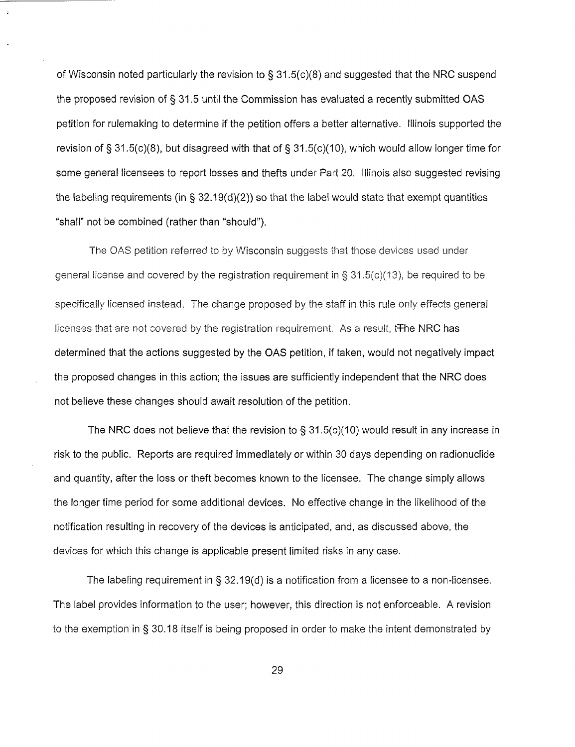of Wisconsin noted particularly the revision to § 31.5(c)(8) and suggested that the NRC suspend the proposed revision of § 31.5 until the Commission has evaluated a recently submitted OAS petition for rulemaking to determine if the petition offers a better alternative. Illinois supported the revision of § 31.5(c)(8), but disagreed with that of § 31.5(c)(10), which would allow longer time for some general licensees to report losses and thefts under Part 20. Illinois also suggested revising the labeling requirements (in § 32.19(d)(2)) so that the label would state that exempt quantities "shall" not be combined (rather than "should").

The OAS petition referred to by Wisconsin suggests that those devices used under general license and covered by the registration requirement in § 31.5(c)(13), be required to be specifically licensed instead. The change proposed by the staff in this rule only effects general licenses that are not covered by the registration requirement. As a result, tThe NRC has determined that the actions suggested by the OAS petition, if taken, would not negatively impact the proposed changes in this action; the issues are sufficiently independent that the NRC does not believe these changes should await resolution of the petition.

The NRC does not believe that the revision to § 31.5(c)(10) would result in any increase in risk to the public. Reports are required immediately or within 30 days depending on radionuclide and quantity, after the loss or theft becomes known to the licensee. The change simply allows the longer time period for some additional devices. No effective change in the likelihood of the notification resulting in recovery of the devices is anticipated, and, as discussed above, the devices for which this change is applicable present limited risks in any case.

The labeling requirement in § 32.19(d) is a notification from a licensee to a non-licensee. The label provides information to the user; however, this direction is not enforceable. A revision to the exemption in § 30.18 itself is being proposed in order to make the intent demonstrated by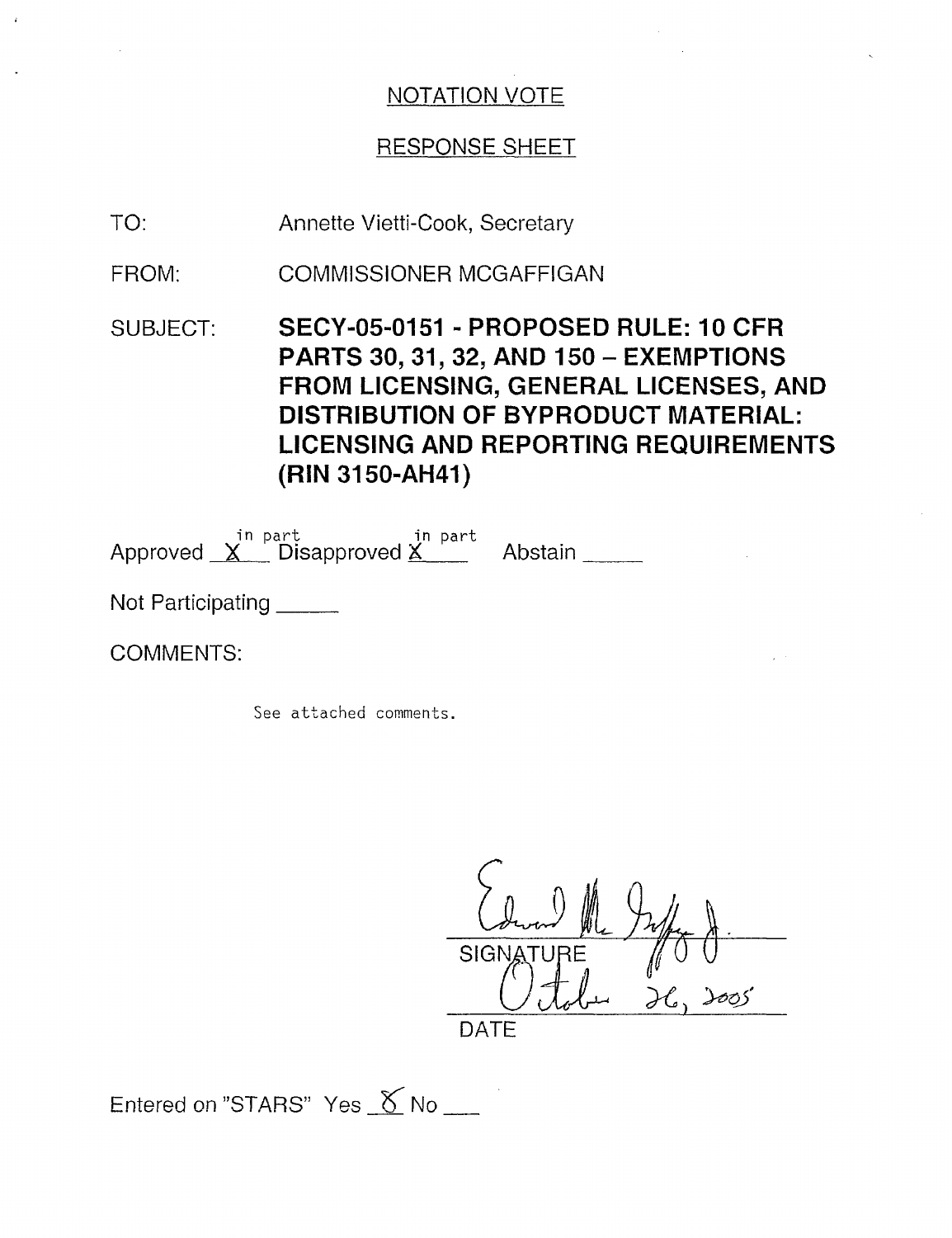NOTATION VOTE

RESPONSE SHEET

TO: Annette Vietti-Cook, Secretary

FROM: COMMISSIONER MCGAFFIGAN

SUBJECT: **SECY-05-0151 - PROPOSED RULE: 10 CFR PARTS 30, 31, 32, AND 150 – EXEMPTIONS FROM LICENSING, GENERAL LICENSES, AND DISTRIBUTION OF BYPRODUCT MATERIAL: LICENSING AND REPORTING REQUIREMENTS (RIN 3150-AH41)**

Approved X in part Disapproved X in part Abstain _____

Not Participating _____

COMMENTS:

See attached comments.

Edward McGaffigan Jr.
SIGNATURE

October 26, 2005
DATE

Entered on "STARS" Yes X No ___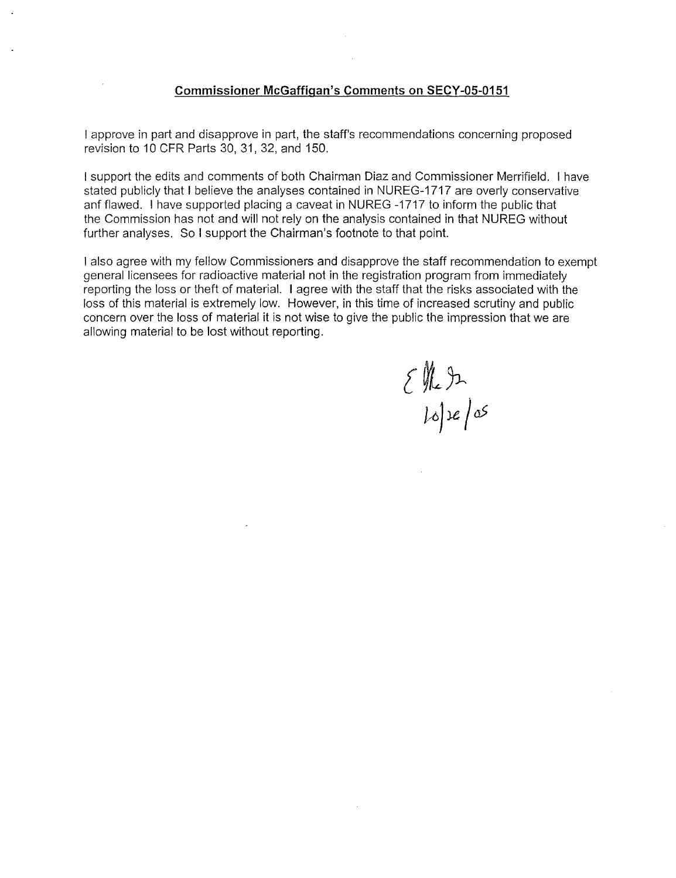**Commissioner McGaffigan's Comments on SECY-05-0151**

I approve in part and disapprove in part, the staff's recommendations concerning proposed revision to 10 CFR Parts 30, 31, 32, and 150.

I support the edits and comments of both Chairman Diaz and Commissioner Merrifield. I have stated publicly that I believe the analyses contained in NUREG-1717 are overly conservative anf flawed. I have supported placing a caveat in NUREG -1717 to inform the public that the Commission has not and will not rely on the analysis contained in that NUREG without further analyses. So I support the Chairman's footnote to that point.

I also agree with my fellow Commissioners and disapprove the staff recommendation to exempt general licensees for radioactive material not in the registration program from immediately reporting the loss or theft of material. I agree with the staff that the risks associated with the loss of this material is extremely low. However, in this time of increased scrutiny and public concern over the loss of material it is not wise to give the public the impression that we are allowing material to be lost without reporting.

10/26/05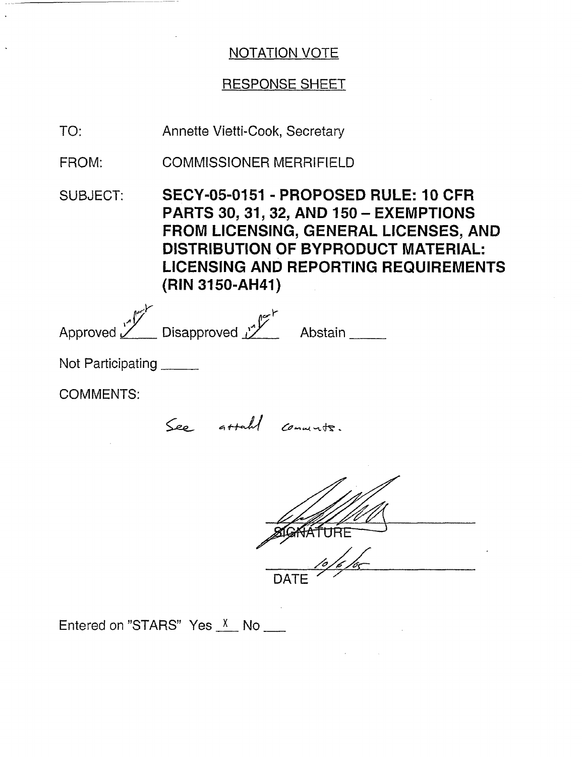NOTATION VOTE

RESPONSE SHEET

TO: Annette Vietti-Cook, Secretary

FROM: COMMISSIONER MERRIFIELD

SUBJECT: **SECY-05-0151 - PROPOSED RULE: 10 CFR PARTS 30, 31, 32, AND 150 – EXEMPTIONS FROM LICENSING, GENERAL LICENSES, AND DISTRIBUTION OF BYPRODUCT MATERIAL: LICENSING AND REPORTING REQUIREMENTS (RIN 3150-AH41)**

Approved ✓ in part Disapproved ✓ in part Abstain _____

Not Participating _____

COMMENTS:

See attached comments.

SIGNATURE

DATE 10/6/05

Entered on "STARS" Yes X No ___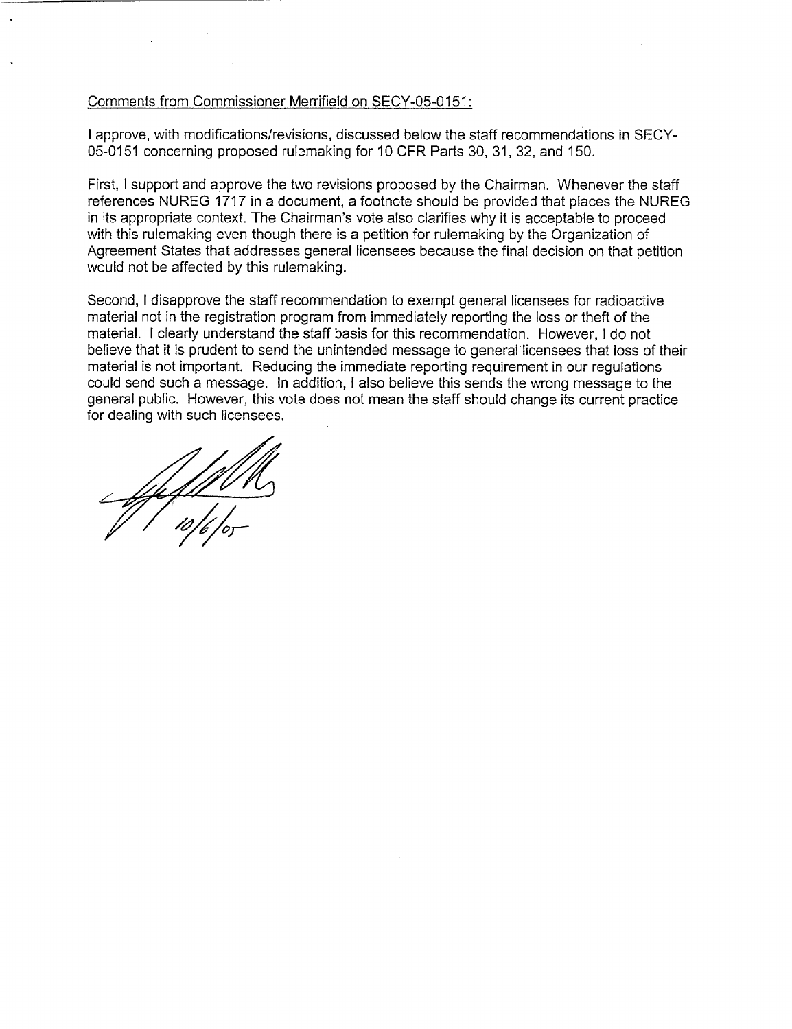Comments from Commissioner Merrifield on SECY-05-0151:

I approve, with modifications/revisions, discussed below the staff recommendations in SECY-05-0151 concerning proposed rulemaking for 10 CFR Parts 30, 31, 32, and 150.

First, I support and approve the two revisions proposed by the Chairman. Whenever the staff references NUREG 1717 in a document, a footnote should be provided that places the NUREG in its appropriate context. The Chairman's vote also clarifies why it is acceptable to proceed with this rulemaking even though there is a petition for rulemaking by the Organization of Agreement States that addresses general licensees because the final decision on that petition would not be affected by this rulemaking.

Second, I disapprove the staff recommendation to exempt general licensees for radioactive material not in the registration program from immediately reporting the loss or theft of the material. I clearly understand the staff basis for this recommendation. However, I do not believe that it is prudent to send the unintended message to general licensees that loss of their material is not important. Reducing the immediate reporting requirement in our regulations could send such a message. In addition, I also believe this sends the wrong message to the general public. However, this vote does not mean the staff should change its current practice for dealing with such licensees.

10/6/05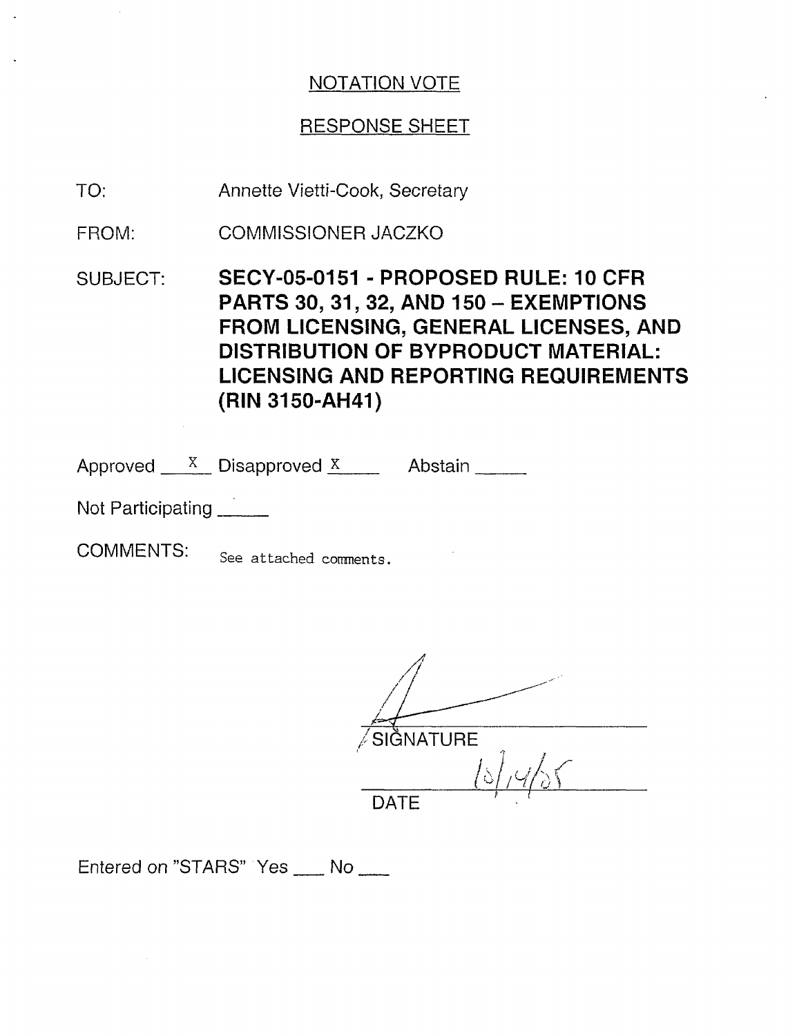NOTATION VOTE

RESPONSE SHEET

TO: Annette Vietti-Cook, Secretary

FROM: COMMISSIONER JACZKO

SUBJECT: **SECY-05-0151 - PROPOSED RULE: 10 CFR PARTS 30, 31, 32, AND 150 – EXEMPTIONS FROM LICENSING, GENERAL LICENSES, AND DISTRIBUTION OF BYPRODUCT MATERIAL: LICENSING AND REPORTING REQUIREMENTS (RIN 3150-AH41)**

Approved \_\_X\_\_ Disapproved X\_\_\_\_ Abstain \_\_\_\_\_

Not Participating \_\_\_\_\_

COMMENTS: See attached comments.

SIGNATURE

10/14/05

DATE

Entered on "STARS" Yes \_\_\_ No \_\_\_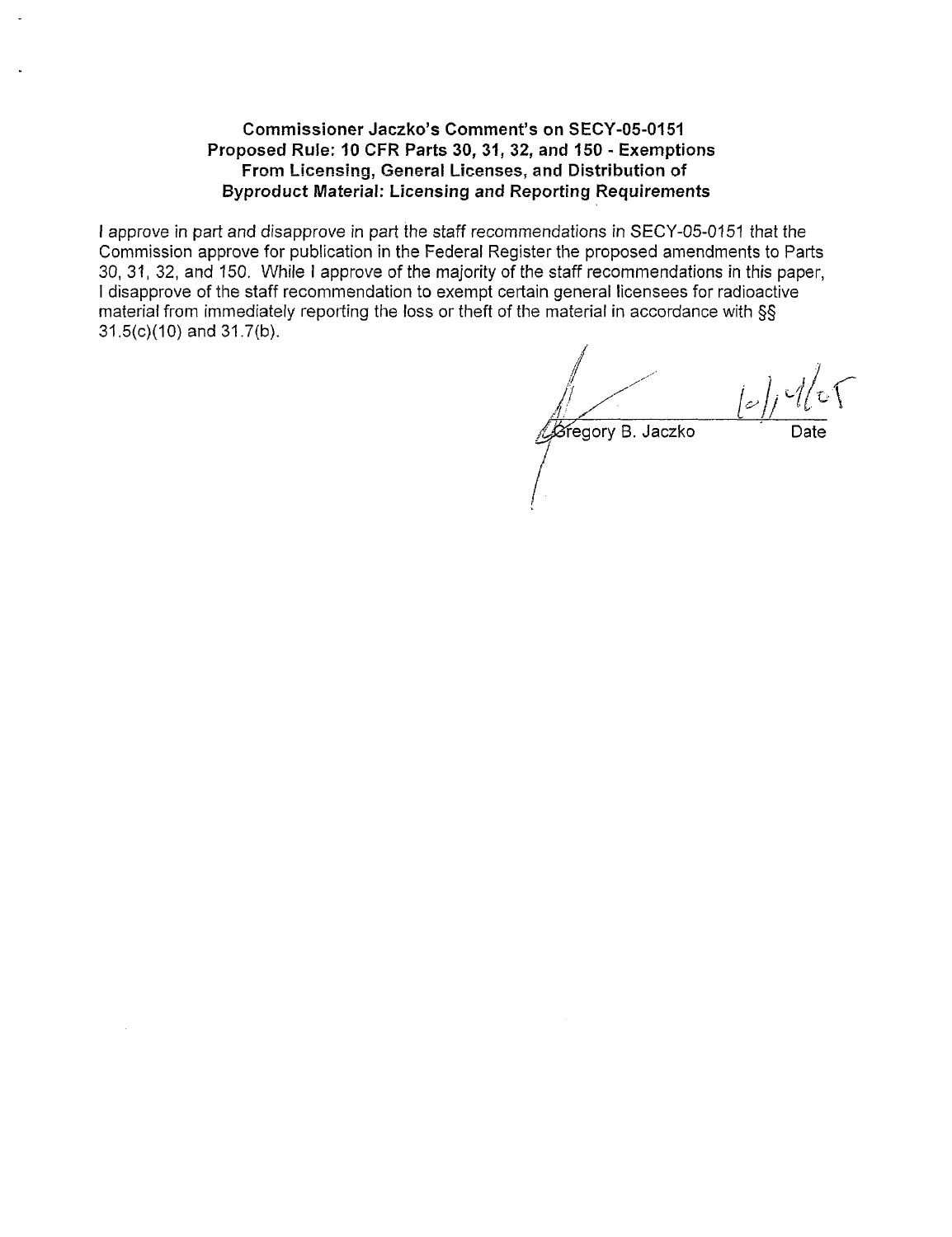**Commissioner Jaczko's Comment's on SECY-05-0151**
**Proposed Rule: 10 CFR Parts 30, 31, 32, and 150 - Exemptions From Licensing, General Licenses, and Distribution of Byproduct Material: Licensing and Reporting Requirements**

I approve in part and disapprove in part the staff recommendations in SECY-05-0151 that the Commission approve for publication in the Federal Register the proposed amendments to Parts 30, 31, 32, and 150. While I approve of the majority of the staff recommendations in this paper, I disapprove of the staff recommendation to exempt certain general licensees for radioactive material from immediately reporting the loss or theft of the material in accordance with §§ 31.5(c)(10) and 31.7(b).

Gregory B. Jaczko

Date: 10/14/05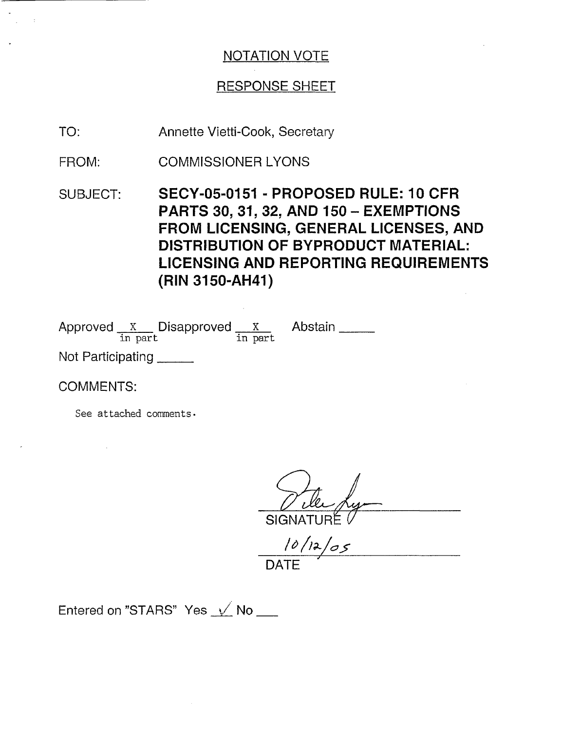## NOTATION VOTE

## RESPONSE SHEET

TO: Annette Vietti-Cook, Secretary

FROM: COMMISSIONER LYONS

SUBJECT: **SECY-05-0151 - PROPOSED RULE: 10 CFR PARTS 30, 31, 32, AND 150 – EXEMPTIONS FROM LICENSING, GENERAL LICENSES, AND DISTRIBUTION OF BYPRODUCT MATERIAL: LICENSING AND REPORTING REQUIREMENTS (RIN 3150-AH41)**

Approved X (in part) Disapproved X (in part) Abstain _____

Not Participating _____

COMMENTS:

See attached comments.

SIGNATURE

10/12/05

DATE

Entered on "STARS" Yes ✓ No ___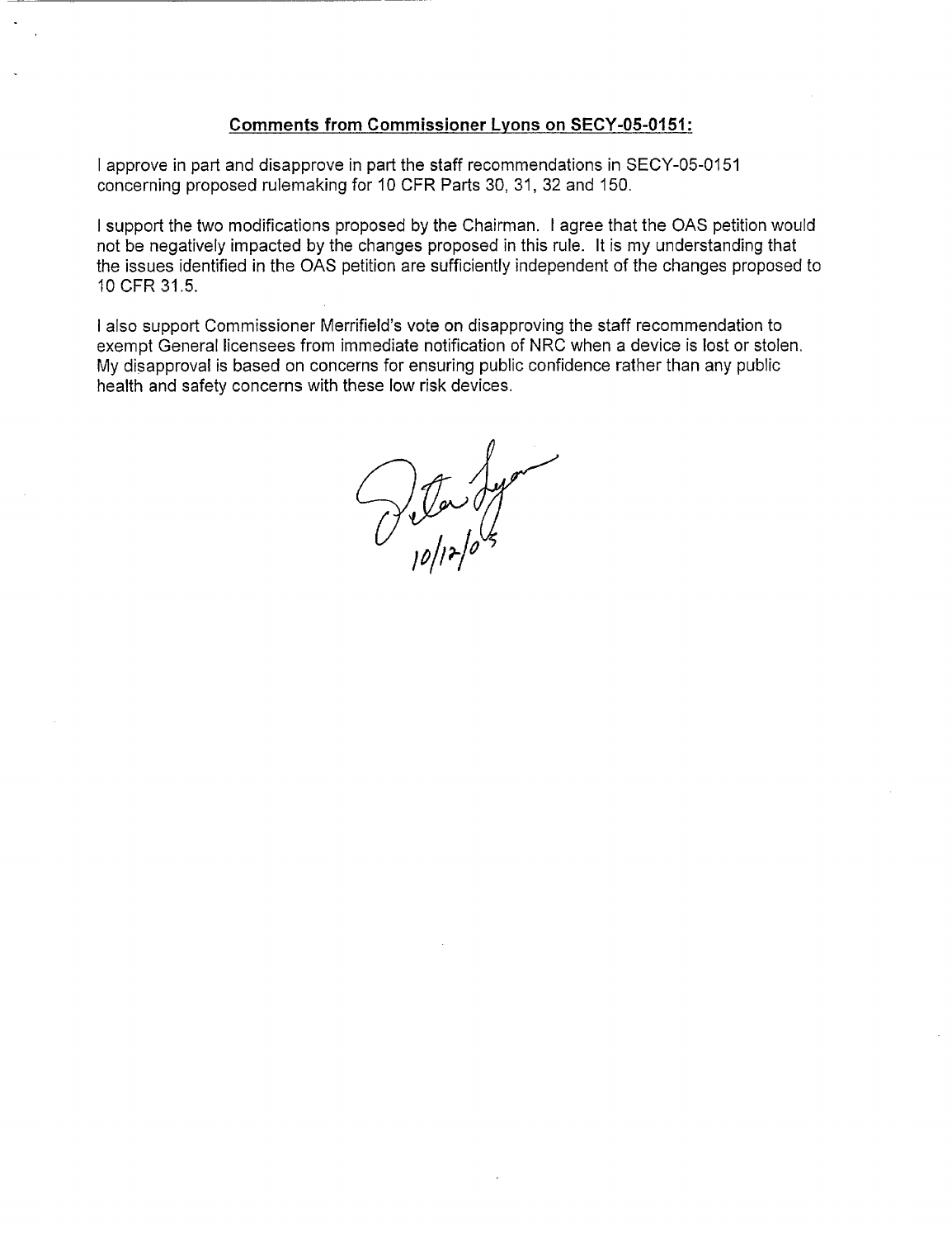**Comments from Commissioner Lyons on SECY-05-0151:**

I approve in part and disapprove in part the staff recommendations in SECY-05-0151 concerning proposed rulemaking for 10 CFR Parts 30, 31, 32 and 150.

I support the two modifications proposed by the Chairman. I agree that the OAS petition would not be negatively impacted by the changes proposed in this rule. It is my understanding that the issues identified in the OAS petition are sufficiently independent of the changes proposed to 10 CFR 31.5.

I also support Commissioner Merrifield's vote on disapproving the staff recommendation to exempt General licensees from immediate notification of NRC when a device is lost or stolen. My disapproval is based on concerns for ensuring public confidence rather than any public health and safety concerns with these low risk devices.

Peter Lyons
10/12/05